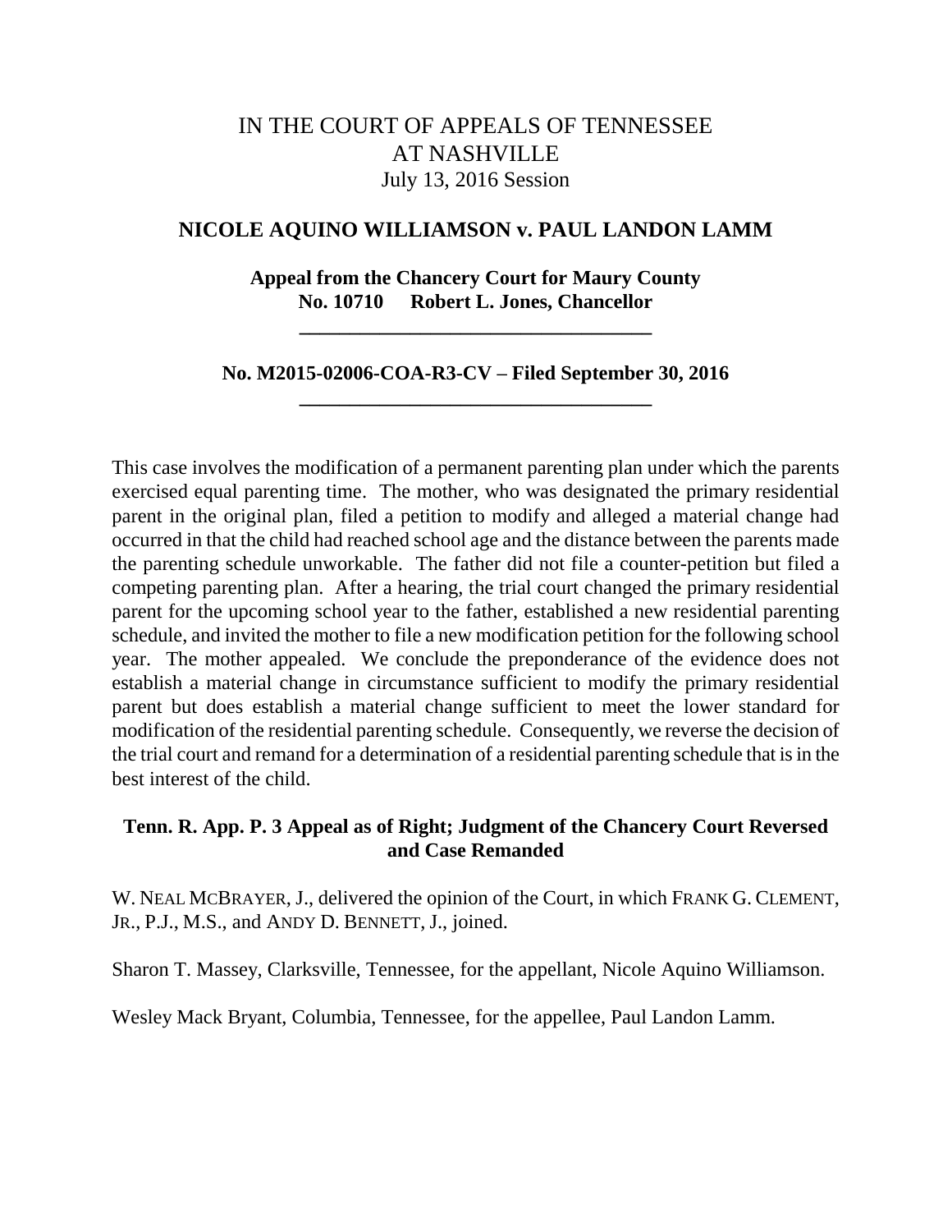# IN THE COURT OF APPEALS OF TENNESSEE
# AT NASHVILLE

July 13, 2016 Session

## NICOLE AQUINO WILLIAMSON v. PAUL LANDON LAMM

**Appeal from the Chancery Court for Maury County**
**No. 10710 Robert L. Jones, Chancellor**

---

**No. M2015-02006-COA-R3-CV – Filed September 30, 2016**

---

This case involves the modification of a permanent parenting plan under which the parents exercised equal parenting time. The mother, who was designated the primary residential parent in the original plan, filed a petition to modify and alleged a material change had occurred in that the child had reached school age and the distance between the parents made the parenting schedule unworkable. The father did not file a counter-petition but filed a competing parenting plan. After a hearing, the trial court changed the primary residential parent for the upcoming school year to the father, established a new residential parenting schedule, and invited the mother to file a new modification petition for the following school year. The mother appealed. We conclude the preponderance of the evidence does not establish a material change in circumstance sufficient to modify the primary residential parent but does establish a material change sufficient to meet the lower standard for modification of the residential parenting schedule. Consequently, we reverse the decision of the trial court and remand for a determination of a residential parenting schedule that is in the best interest of the child.

**Tenn. R. App. P. 3 Appeal as of Right; Judgment of the Chancery Court Reversed and Case Remanded**

W. NEAL MCBRAYER, J., delivered the opinion of the Court, in which FRANK G. CLEMENT, JR., P.J., M.S., and ANDY D. BENNETT, J., joined.

Sharon T. Massey, Clarksville, Tennessee, for the appellant, Nicole Aquino Williamson.

Wesley Mack Bryant, Columbia, Tennessee, for the appellee, Paul Landon Lamm.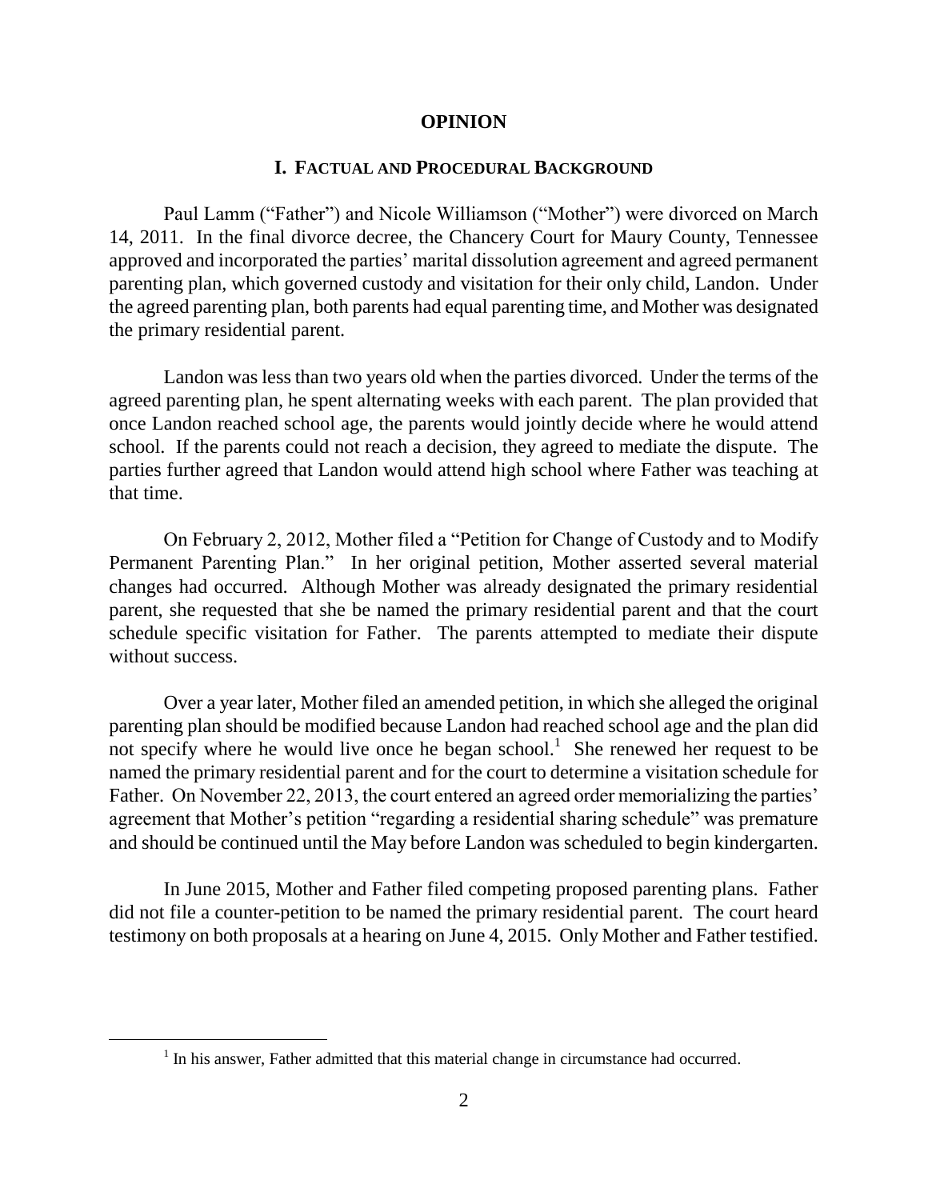# OPINION

## I. Factual and Procedural Background

Paul Lamm ("Father") and Nicole Williamson ("Mother") were divorced on March 14, 2011. In the final divorce decree, the Chancery Court for Maury County, Tennessee approved and incorporated the parties' marital dissolution agreement and agreed permanent parenting plan, which governed custody and visitation for their only child, Landon. Under the agreed parenting plan, both parents had equal parenting time, and Mother was designated the primary residential parent.

Landon was less than two years old when the parties divorced. Under the terms of the agreed parenting plan, he spent alternating weeks with each parent. The plan provided that once Landon reached school age, the parents would jointly decide where he would attend school. If the parents could not reach a decision, they agreed to mediate the dispute. The parties further agreed that Landon would attend high school where Father was teaching at that time.

On February 2, 2012, Mother filed a "Petition for Change of Custody and to Modify Permanent Parenting Plan." In her original petition, Mother asserted several material changes had occurred. Although Mother was already designated the primary residential parent, she requested that she be named the primary residential parent and that the court schedule specific visitation for Father. The parents attempted to mediate their dispute without success.

Over a year later, Mother filed an amended petition, in which she alleged the original parenting plan should be modified because Landon had reached school age and the plan did not specify where he would live once he began school.[1] She renewed her request to be named the primary residential parent and for the court to determine a visitation schedule for Father. On November 22, 2013, the court entered an agreed order memorializing the parties' agreement that Mother's petition "regarding a residential sharing schedule" was premature and should be continued until the May before Landon was scheduled to begin kindergarten.

In June 2015, Mother and Father filed competing proposed parenting plans. Father did not file a counter-petition to be named the primary residential parent. The court heard testimony on both proposals at a hearing on June 4, 2015. Only Mother and Father testified.

[1] In his answer, Father admitted that this material change in circumstance had occurred.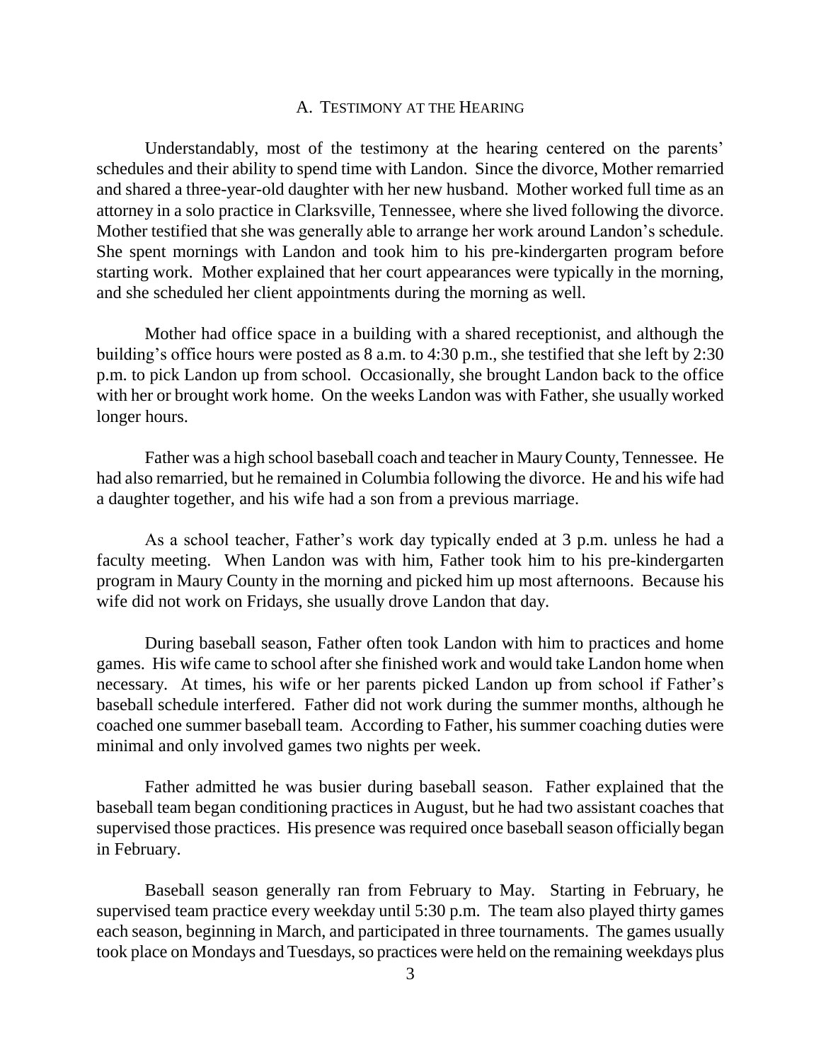### A. Testimony at the Hearing

Understandably, most of the testimony at the hearing centered on the parents' schedules and their ability to spend time with Landon. Since the divorce, Mother remarried and shared a three-year-old daughter with her new husband. Mother worked full time as an attorney in a solo practice in Clarksville, Tennessee, where she lived following the divorce. Mother testified that she was generally able to arrange her work around Landon's schedule. She spent mornings with Landon and took him to his pre-kindergarten program before starting work. Mother explained that her court appearances were typically in the morning, and she scheduled her client appointments during the morning as well.

Mother had office space in a building with a shared receptionist, and although the building's office hours were posted as 8 a.m. to 4:30 p.m., she testified that she left by 2:30 p.m. to pick Landon up from school. Occasionally, she brought Landon back to the office with her or brought work home. On the weeks Landon was with Father, she usually worked longer hours.

Father was a high school baseball coach and teacher in Maury County, Tennessee. He had also remarried, but he remained in Columbia following the divorce. He and his wife had a daughter together, and his wife had a son from a previous marriage.

As a school teacher, Father's work day typically ended at 3 p.m. unless he had a faculty meeting. When Landon was with him, Father took him to his pre-kindergarten program in Maury County in the morning and picked him up most afternoons. Because his wife did not work on Fridays, she usually drove Landon that day.

During baseball season, Father often took Landon with him to practices and home games. His wife came to school after she finished work and would take Landon home when necessary. At times, his wife or her parents picked Landon up from school if Father's baseball schedule interfered. Father did not work during the summer months, although he coached one summer baseball team. According to Father, his summer coaching duties were minimal and only involved games two nights per week.

Father admitted he was busier during baseball season. Father explained that the baseball team began conditioning practices in August, but he had two assistant coaches that supervised those practices. His presence was required once baseball season officially began in February.

Baseball season generally ran from February to May. Starting in February, he supervised team practice every weekday until 5:30 p.m. The team also played thirty games each season, beginning in March, and participated in three tournaments. The games usually took place on Mondays and Tuesdays, so practices were held on the remaining weekdays plus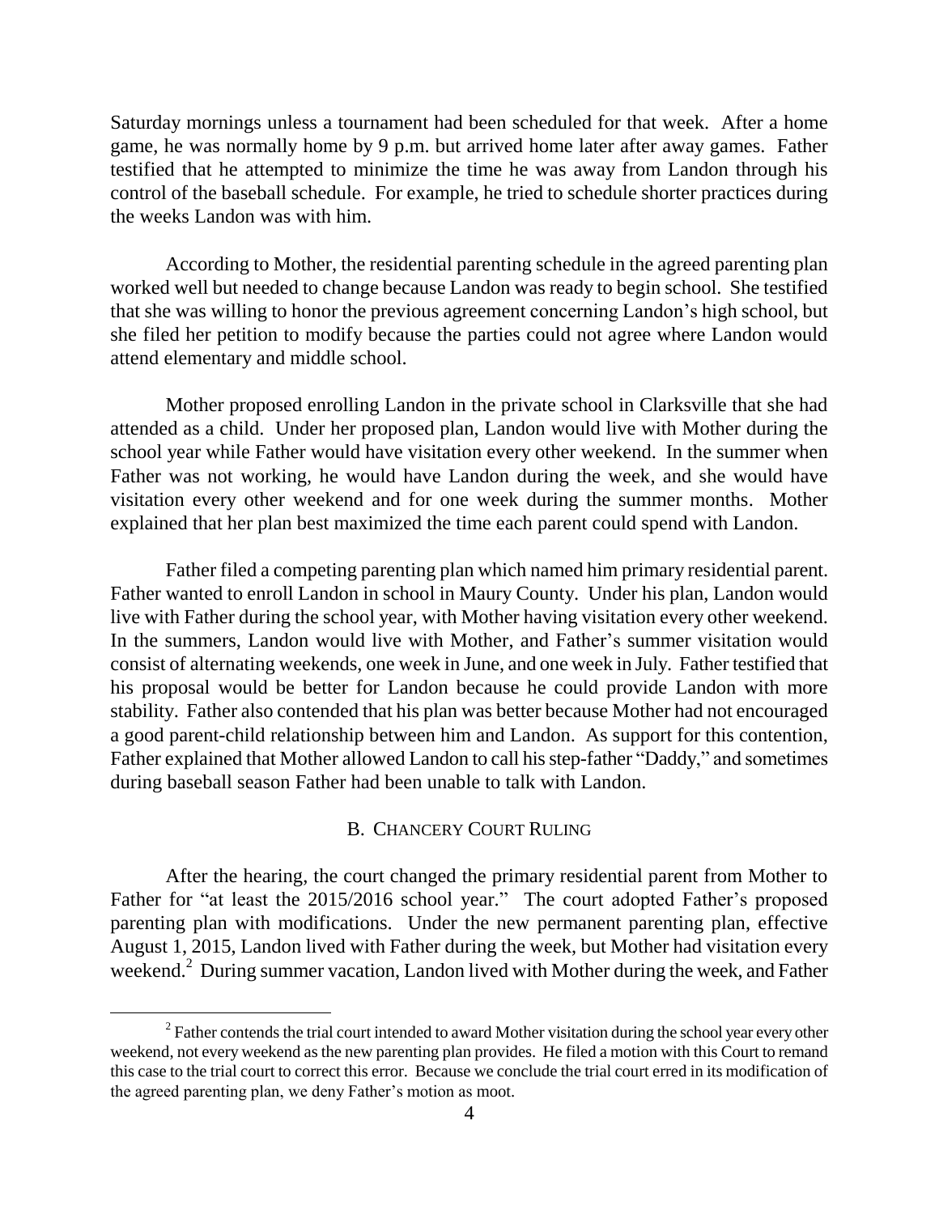Saturday mornings unless a tournament had been scheduled for that week. After a home game, he was normally home by 9 p.m. but arrived home later after away games. Father testified that he attempted to minimize the time he was away from Landon through his control of the baseball schedule. For example, he tried to schedule shorter practices during the weeks Landon was with him.

According to Mother, the residential parenting schedule in the agreed parenting plan worked well but needed to change because Landon was ready to begin school. She testified that she was willing to honor the previous agreement concerning Landon's high school, but she filed her petition to modify because the parties could not agree where Landon would attend elementary and middle school.

Mother proposed enrolling Landon in the private school in Clarksville that she had attended as a child. Under her proposed plan, Landon would live with Mother during the school year while Father would have visitation every other weekend. In the summer when Father was not working, he would have Landon during the week, and she would have visitation every other weekend and for one week during the summer months. Mother explained that her plan best maximized the time each parent could spend with Landon.

Father filed a competing parenting plan which named him primary residential parent. Father wanted to enroll Landon in school in Maury County. Under his plan, Landon would live with Father during the school year, with Mother having visitation every other weekend. In the summers, Landon would live with Mother, and Father's summer visitation would consist of alternating weekends, one week in June, and one week in July. Father testified that his proposal would be better for Landon because he could provide Landon with more stability. Father also contended that his plan was better because Mother had not encouraged a good parent-child relationship between him and Landon. As support for this contention, Father explained that Mother allowed Landon to call his step-father "Daddy," and sometimes during baseball season Father had been unable to talk with Landon.

### B. Chancery Court Ruling

After the hearing, the court changed the primary residential parent from Mother to Father for "at least the 2015/2016 school year." The court adopted Father's proposed parenting plan with modifications. Under the new permanent parenting plan, effective August 1, 2015, Landon lived with Father during the week, but Mother had visitation every weekend.[2] During summer vacation, Landon lived with Mother during the week, and Father

[2] Father contends the trial court intended to award Mother visitation during the school year every other weekend, not every weekend as the new parenting plan provides. He filed a motion with this Court to remand this case to the trial court to correct this error. Because we conclude the trial court erred in its modification of the agreed parenting plan, we deny Father's motion as moot.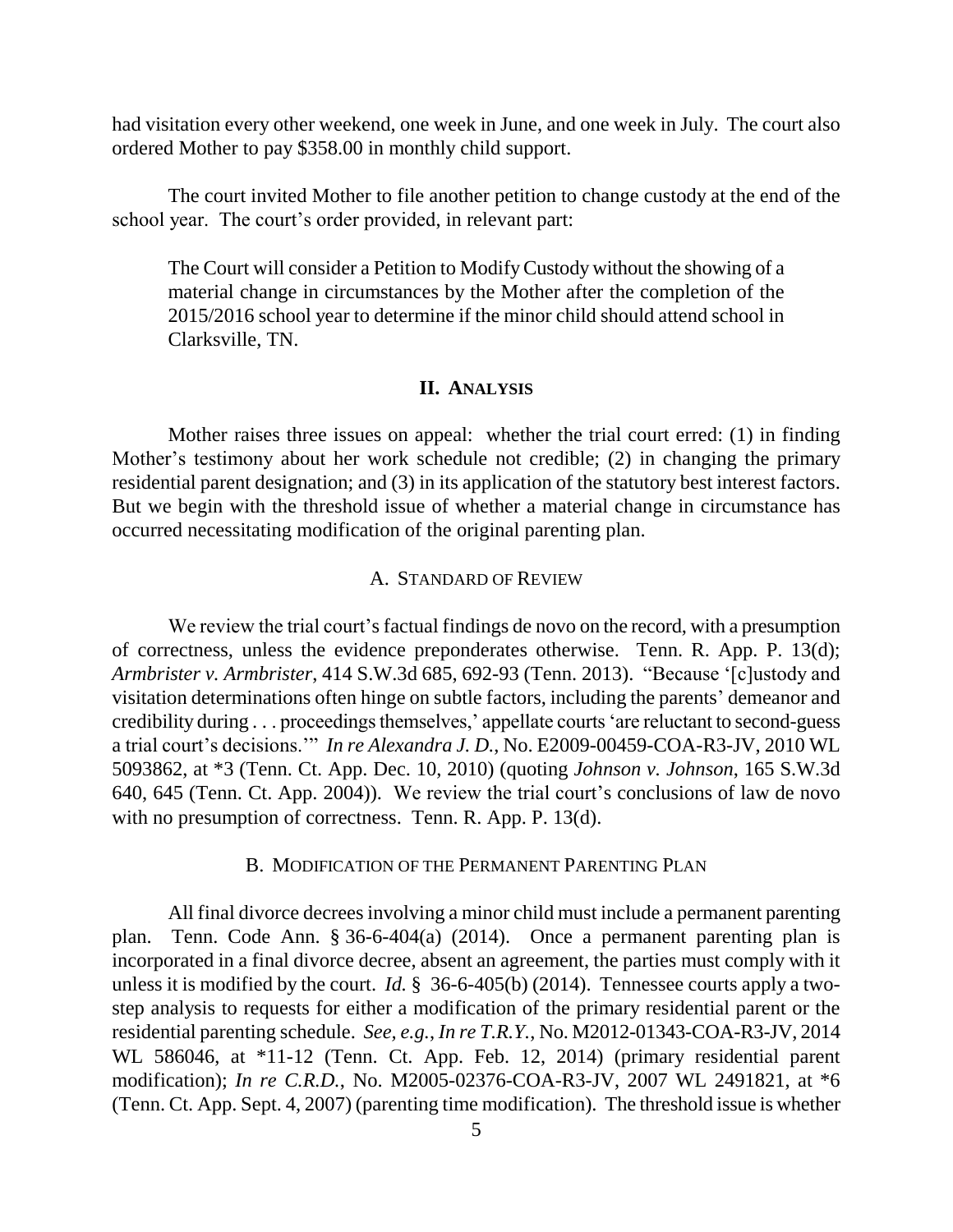had visitation every other weekend, one week in June, and one week in July. The court also ordered Mother to pay $358.00 in monthly child support.

The court invited Mother to file another petition to change custody at the end of the school year. The court's order provided, in relevant part:

> The Court will consider a Petition to Modify Custody without the showing of a material change in circumstances by the Mother after the completion of the 2015/2016 school year to determine if the minor child should attend school in Clarksville, TN.

## II. Analysis

Mother raises three issues on appeal: whether the trial court erred: (1) in finding Mother's testimony about her work schedule not credible; (2) in changing the primary residential parent designation; and (3) in its application of the statutory best interest factors. But we begin with the threshold issue of whether a material change in circumstance has occurred necessitating modification of the original parenting plan.

### A. Standard of Review

We review the trial court's factual findings de novo on the record, with a presumption of correctness, unless the evidence preponderates otherwise. Tenn. R. App. P. 13(d); *Armbrister v. Armbrister*, 414 S.W.3d 685, 692-93 (Tenn. 2013). "Because '[c]ustody and visitation determinations often hinge on subtle factors, including the parents' demeanor and credibility during . . . proceedings themselves,' appellate courts 'are reluctant to second-guess a trial court's decisions.'" *In re Alexandra J. D.*, No. E2009-00459-COA-R3-JV, 2010 WL 5093862, at *3 (Tenn. Ct. App. Dec. 10, 2010) (quoting *Johnson v. Johnson*, 165 S.W.3d 640, 645 (Tenn. Ct. App. 2004)). We review the trial court's conclusions of law de novo with no presumption of correctness. Tenn. R. App. P. 13(d).

### B. Modification of the Permanent Parenting Plan

All final divorce decrees involving a minor child must include a permanent parenting plan. Tenn. Code Ann. § 36-6-404(a) (2014). Once a permanent parenting plan is incorporated in a final divorce decree, absent an agreement, the parties must comply with it unless it is modified by the court. *Id.* § 36-6-405(b) (2014). Tennessee courts apply a two-step analysis to requests for either a modification of the primary residential parent or the residential parenting schedule. *See, e.g.*, *In re T.R.Y.*, No. M2012-01343-COA-R3-JV, 2014 WL 586046, at *11-12 (Tenn. Ct. App. Feb. 12, 2014) (primary residential parent modification); *In re C.R.D.*, No. M2005-02376-COA-R3-JV, 2007 WL 2491821, at *6 (Tenn. Ct. App. Sept. 4, 2007) (parenting time modification). The threshold issue is whether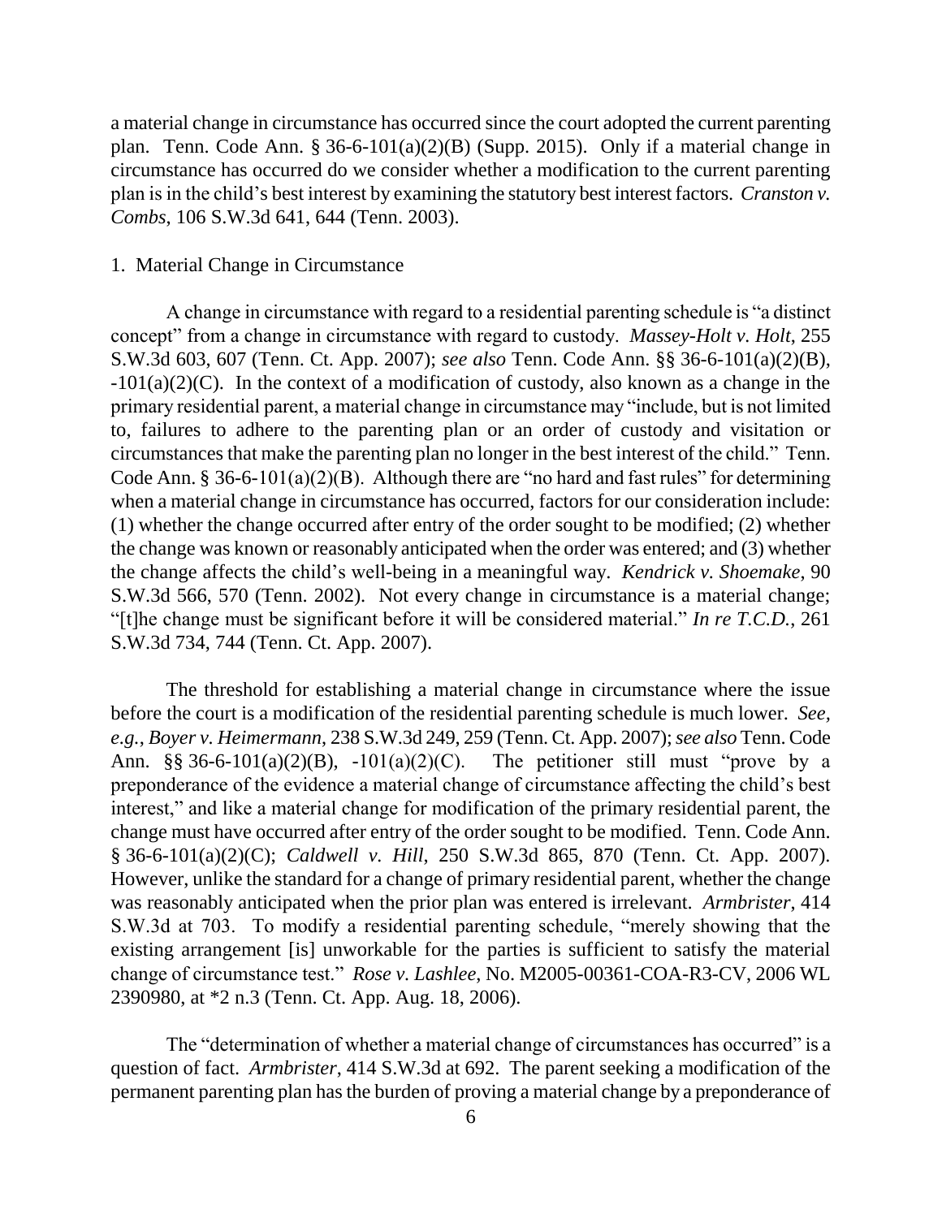a material change in circumstance has occurred since the court adopted the current parenting plan. Tenn. Code Ann. § 36-6-101(a)(2)(B) (Supp. 2015). Only if a material change in circumstance has occurred do we consider whether a modification to the current parenting plan is in the child's best interest by examining the statutory best interest factors. *Cranston v. Combs*, 106 S.W.3d 641, 644 (Tenn. 2003).

1. Material Change in Circumstance

A change in circumstance with regard to a residential parenting schedule is "a distinct concept" from a change in circumstance with regard to custody. *Massey-Holt v. Holt*, 255 S.W.3d 603, 607 (Tenn. Ct. App. 2007); *see also* Tenn. Code Ann. §§ 36-6-101(a)(2)(B), -101(a)(2)(C). In the context of a modification of custody, also known as a change in the primary residential parent, a material change in circumstance may "include, but is not limited to, failures to adhere to the parenting plan or an order of custody and visitation or circumstances that make the parenting plan no longer in the best interest of the child." Tenn. Code Ann. § 36-6-101(a)(2)(B). Although there are "no hard and fast rules" for determining when a material change in circumstance has occurred, factors for our consideration include: (1) whether the change occurred after entry of the order sought to be modified; (2) whether the change was known or reasonably anticipated when the order was entered; and (3) whether the change affects the child's well-being in a meaningful way. *Kendrick v. Shoemake*, 90 S.W.3d 566, 570 (Tenn. 2002). Not every change in circumstance is a material change; "[t]he change must be significant before it will be considered material." *In re T.C.D.*, 261 S.W.3d 734, 744 (Tenn. Ct. App. 2007).

The threshold for establishing a material change in circumstance where the issue before the court is a modification of the residential parenting schedule is much lower. *See, e.g.*, *Boyer v. Heimermann*, 238 S.W.3d 249, 259 (Tenn. Ct. App. 2007); *see also* Tenn. Code Ann. §§ 36-6-101(a)(2)(B), -101(a)(2)(C). The petitioner still must "prove by a preponderance of the evidence a material change of circumstance affecting the child's best interest," and like a material change for modification of the primary residential parent, the change must have occurred after entry of the order sought to be modified. Tenn. Code Ann. § 36-6-101(a)(2)(C); *Caldwell v. Hill*, 250 S.W.3d 865, 870 (Tenn. Ct. App. 2007). However, unlike the standard for a change of primary residential parent, whether the change was reasonably anticipated when the prior plan was entered is irrelevant. *Armbrister*, 414 S.W.3d at 703. To modify a residential parenting schedule, "merely showing that the existing arrangement [is] unworkable for the parties is sufficient to satisfy the material change of circumstance test." *Rose v. Lashlee*, No. M2005-00361-COA-R3-CV, 2006 WL 2390980, at *2 n.3 (Tenn. Ct. App. Aug. 18, 2006).

The "determination of whether a material change of circumstances has occurred" is a question of fact. *Armbrister*, 414 S.W.3d at 692. The parent seeking a modification of the permanent parenting plan has the burden of proving a material change by a preponderance of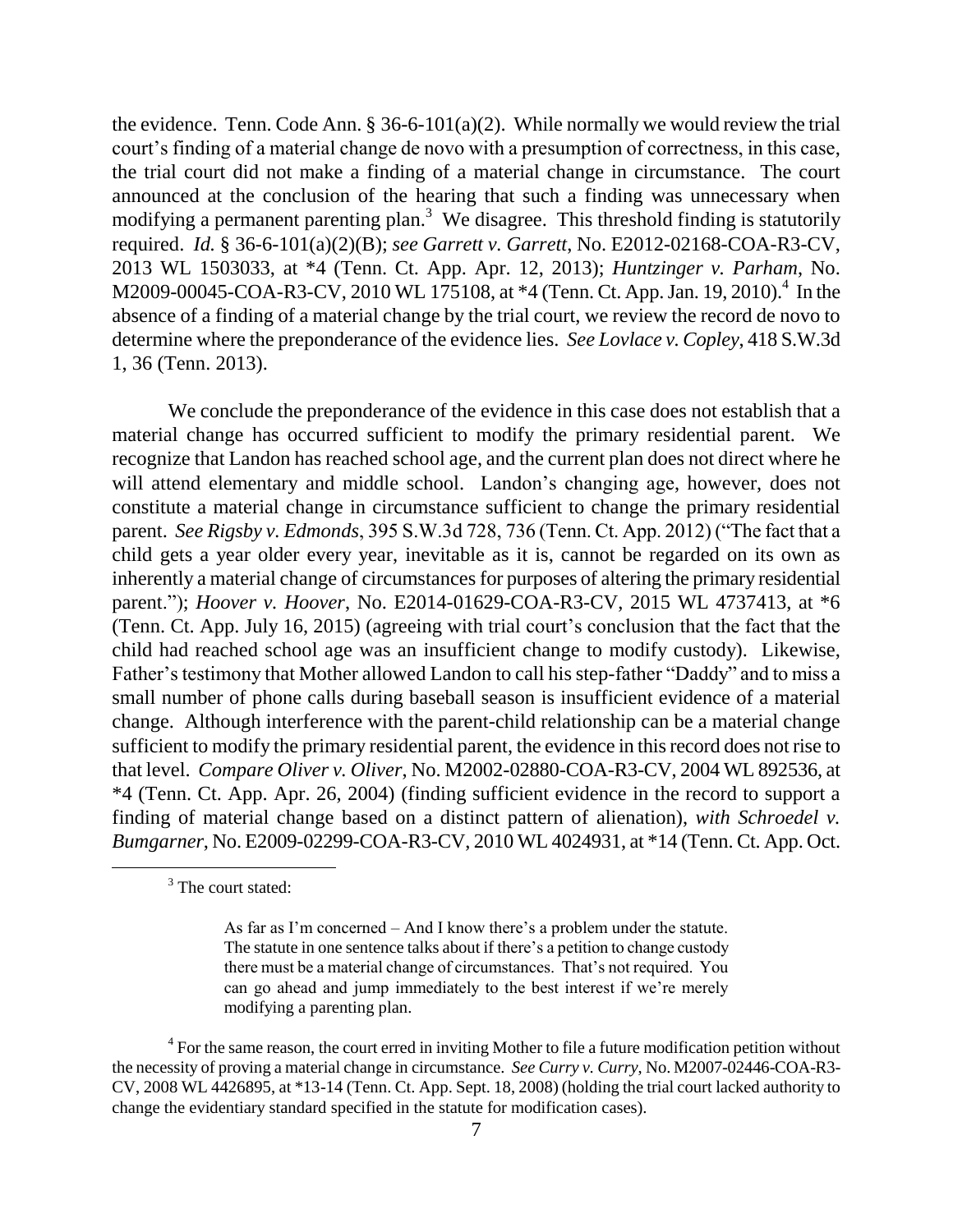the evidence. Tenn. Code Ann. § 36-6-101(a)(2). While normally we would review the trial court's finding of a material change de novo with a presumption of correctness, in this case, the trial court did not make a finding of a material change in circumstance. The court announced at the conclusion of the hearing that such a finding was unnecessary when modifying a permanent parenting plan.[3] We disagree. This threshold finding is statutorily required. *Id.* § 36-6-101(a)(2)(B); *see Garrett v. Garrett*, No. E2012-02168-COA-R3-CV, 2013 WL 1503033, at *4 (Tenn. Ct. App. Apr. 12, 2013); *Huntzinger v. Parham*, No. M2009-00045-COA-R3-CV, 2010 WL 175108, at *4 (Tenn. Ct. App. Jan. 19, 2010).[4] In the absence of a finding of a material change by the trial court, we review the record de novo to determine where the preponderance of the evidence lies. *See Lovlace v. Copley*, 418 S.W.3d 1, 36 (Tenn. 2013).

We conclude the preponderance of the evidence in this case does not establish that a material change has occurred sufficient to modify the primary residential parent. We recognize that Landon has reached school age, and the current plan does not direct where he will attend elementary and middle school. Landon's changing age, however, does not constitute a material change in circumstance sufficient to change the primary residential parent. *See Rigsby v. Edmonds*, 395 S.W.3d 728, 736 (Tenn. Ct. App. 2012) ("The fact that a child gets a year older every year, inevitable as it is, cannot be regarded on its own as inherently a material change of circumstances for purposes of altering the primary residential parent."); *Hoover v. Hoover*, No. E2014-01629-COA-R3-CV, 2015 WL 4737413, at *6 (Tenn. Ct. App. July 16, 2015) (agreeing with trial court's conclusion that the fact that the child had reached school age was an insufficient change to modify custody). Likewise, Father's testimony that Mother allowed Landon to call his step-father "Daddy" and to miss a small number of phone calls during baseball season is insufficient evidence of a material change. Although interference with the parent-child relationship can be a material change sufficient to modify the primary residential parent, the evidence in this record does not rise to that level. *Compare Oliver v. Oliver*, No. M2002-02880-COA-R3-CV, 2004 WL 892536, at *4 (Tenn. Ct. App. Apr. 26, 2004) (finding sufficient evidence in the record to support a finding of material change based on a distinct pattern of alienation), *with Schroedel v. Bumgarner*, No. E2009-02299-COA-R3-CV, 2010 WL 4024931, at *14 (Tenn. Ct. App. Oct.

---

[3] The court stated:

> As far as I'm concerned – And I know there's a problem under the statute. The statute in one sentence talks about if there's a petition to change custody there must be a material change of circumstances. That's not required. You can go ahead and jump immediately to the best interest if we're merely modifying a parenting plan.

[4] For the same reason, the court erred in inviting Mother to file a future modification petition without the necessity of proving a material change in circumstance. *See Curry v. Curry*, No. M2007-02446-COA-R3-CV, 2008 WL 4426895, at *13-14 (Tenn. Ct. App. Sept. 18, 2008) (holding the trial court lacked authority to change the evidentiary standard specified in the statute for modification cases).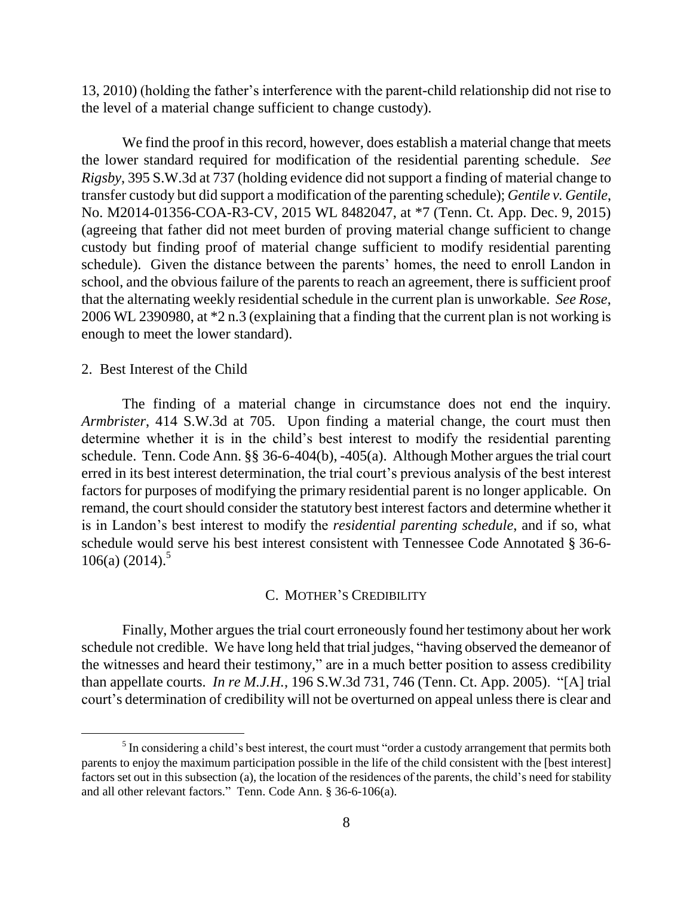13, 2010) (holding the father's interference with the parent-child relationship did not rise to the level of a material change sufficient to change custody).

We find the proof in this record, however, does establish a material change that meets the lower standard required for modification of the residential parenting schedule. *See Rigsby*, 395 S.W.3d at 737 (holding evidence did not support a finding of material change to transfer custody but did support a modification of the parenting schedule); *Gentile v. Gentile*, No. M2014-01356-COA-R3-CV, 2015 WL 8482047, at *7 (Tenn. Ct. App. Dec. 9, 2015) (agreeing that father did not meet burden of proving material change sufficient to change custody but finding proof of material change sufficient to modify residential parenting schedule). Given the distance between the parents' homes, the need to enroll Landon in school, and the obvious failure of the parents to reach an agreement, there is sufficient proof that the alternating weekly residential schedule in the current plan is unworkable. *See Rose*, 2006 WL 2390980, at *2 n.3 (explaining that a finding that the current plan is not working is enough to meet the lower standard).

2. Best Interest of the Child

The finding of a material change in circumstance does not end the inquiry. *Armbrister*, 414 S.W.3d at 705. Upon finding a material change, the court must then determine whether it is in the child's best interest to modify the residential parenting schedule. Tenn. Code Ann. §§ 36-6-404(b), -405(a). Although Mother argues the trial court erred in its best interest determination, the trial court's previous analysis of the best interest factors for purposes of modifying the primary residential parent is no longer applicable. On remand, the court should consider the statutory best interest factors and determine whether it is in Landon's best interest to modify the *residential parenting schedule*, and if so, what schedule would serve his best interest consistent with Tennessee Code Annotated § 36-6-106(a) (2014).[5]

### C. MOTHER'S CREDIBILITY

Finally, Mother argues the trial court erroneously found her testimony about her work schedule not credible. We have long held that trial judges, "having observed the demeanor of the witnesses and heard their testimony," are in a much better position to assess credibility than appellate courts. *In re M.J.H.*, 196 S.W.3d 731, 746 (Tenn. Ct. App. 2005). "[A] trial court's determination of credibility will not be overturned on appeal unless there is clear and

---

[5] In considering a child's best interest, the court must "order a custody arrangement that permits both parents to enjoy the maximum participation possible in the life of the child consistent with the [best interest] factors set out in this subsection (a), the location of the residences of the parents, the child's need for stability and all other relevant factors." Tenn. Code Ann. § 36-6-106(a).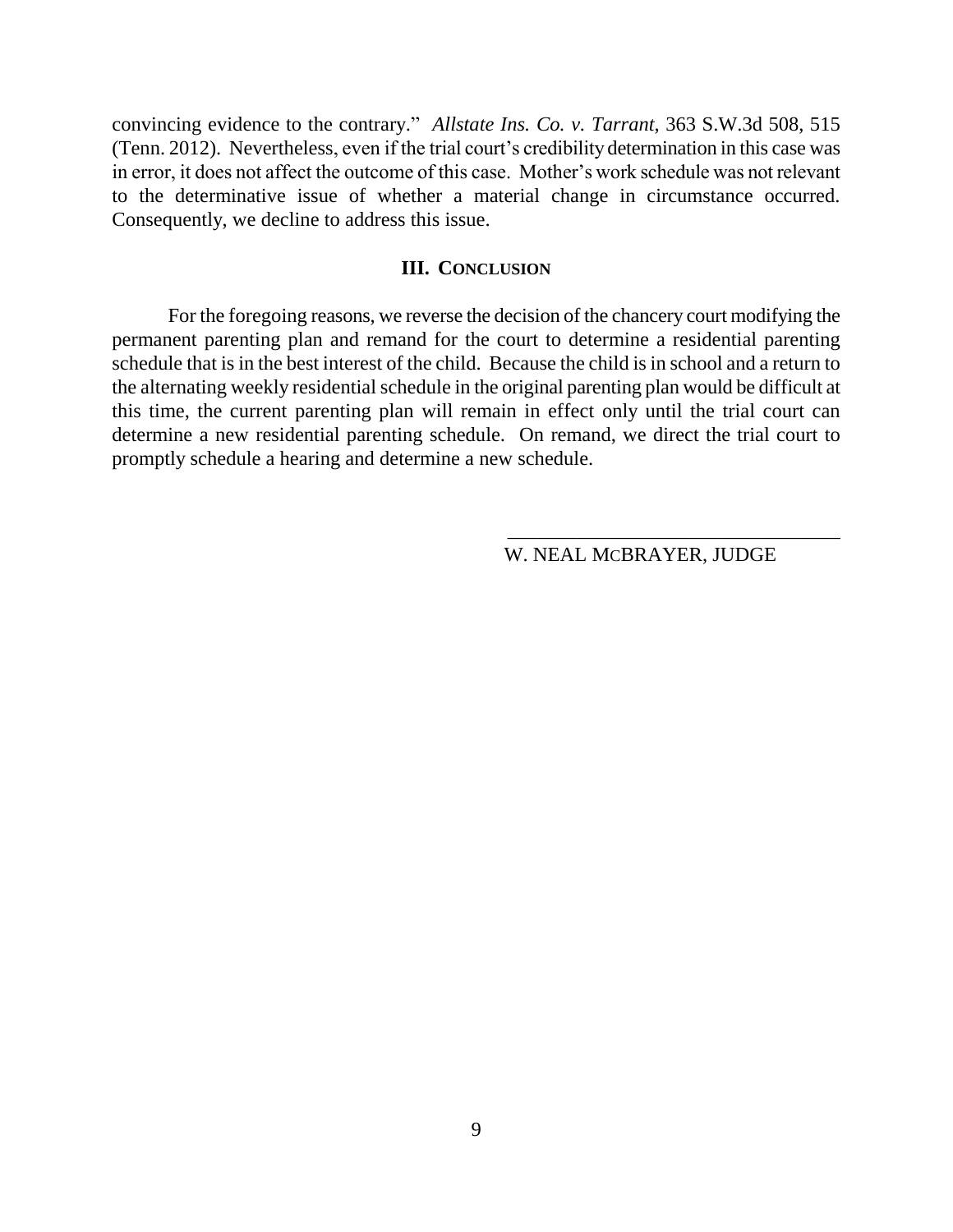convincing evidence to the contrary." *Allstate Ins. Co. v. Tarrant*, 363 S.W.3d 508, 515 (Tenn. 2012). Nevertheless, even if the trial court's credibility determination in this case was in error, it does not affect the outcome of this case. Mother's work schedule was not relevant to the determinative issue of whether a material change in circumstance occurred. Consequently, we decline to address this issue.

## III. Conclusion

For the foregoing reasons, we reverse the decision of the chancery court modifying the permanent parenting plan and remand for the court to determine a residential parenting schedule that is in the best interest of the child. Because the child is in school and a return to the alternating weekly residential schedule in the original parenting plan would be difficult at this time, the current parenting plan will remain in effect only until the trial court can determine a new residential parenting schedule. On remand, we direct the trial court to promptly schedule a hearing and determine a new schedule.

\_\_\_\_\_\_\_\_\_\_\_\_\_\_\_\_\_\_\_\_\_\_\_\_\_\_\_\_\_\_\_\_\_

W. NEAL MCBRAYER, JUDGE